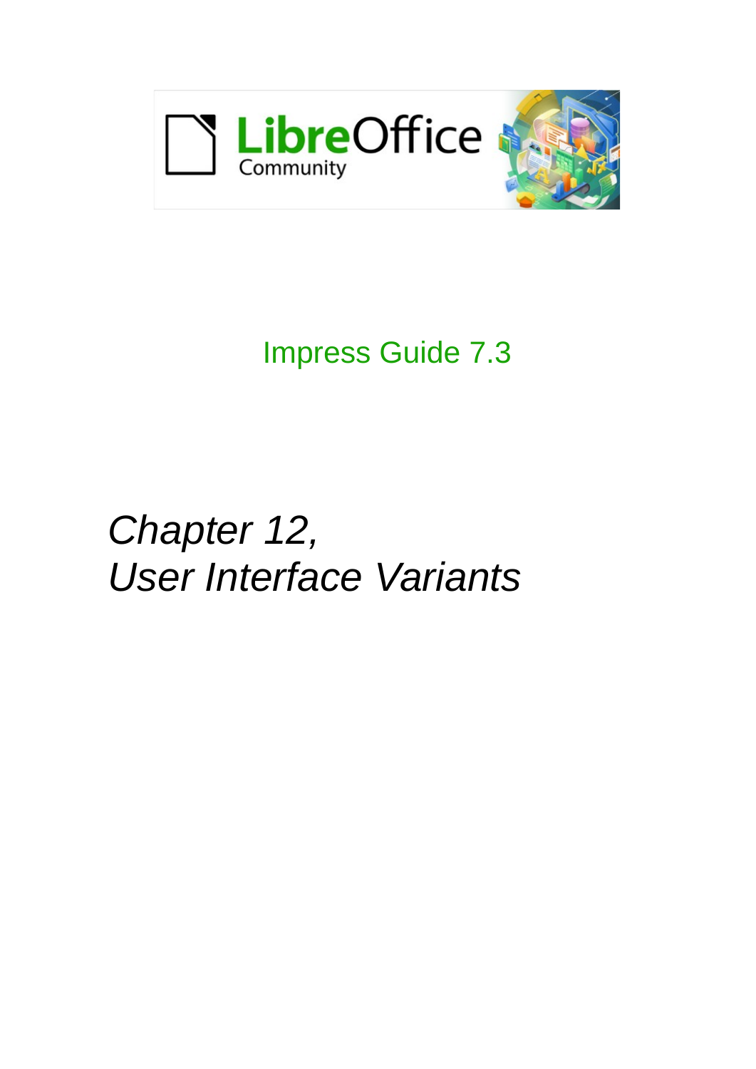Impress Guide 7.3

# *Chapter 12, User Interface Variants*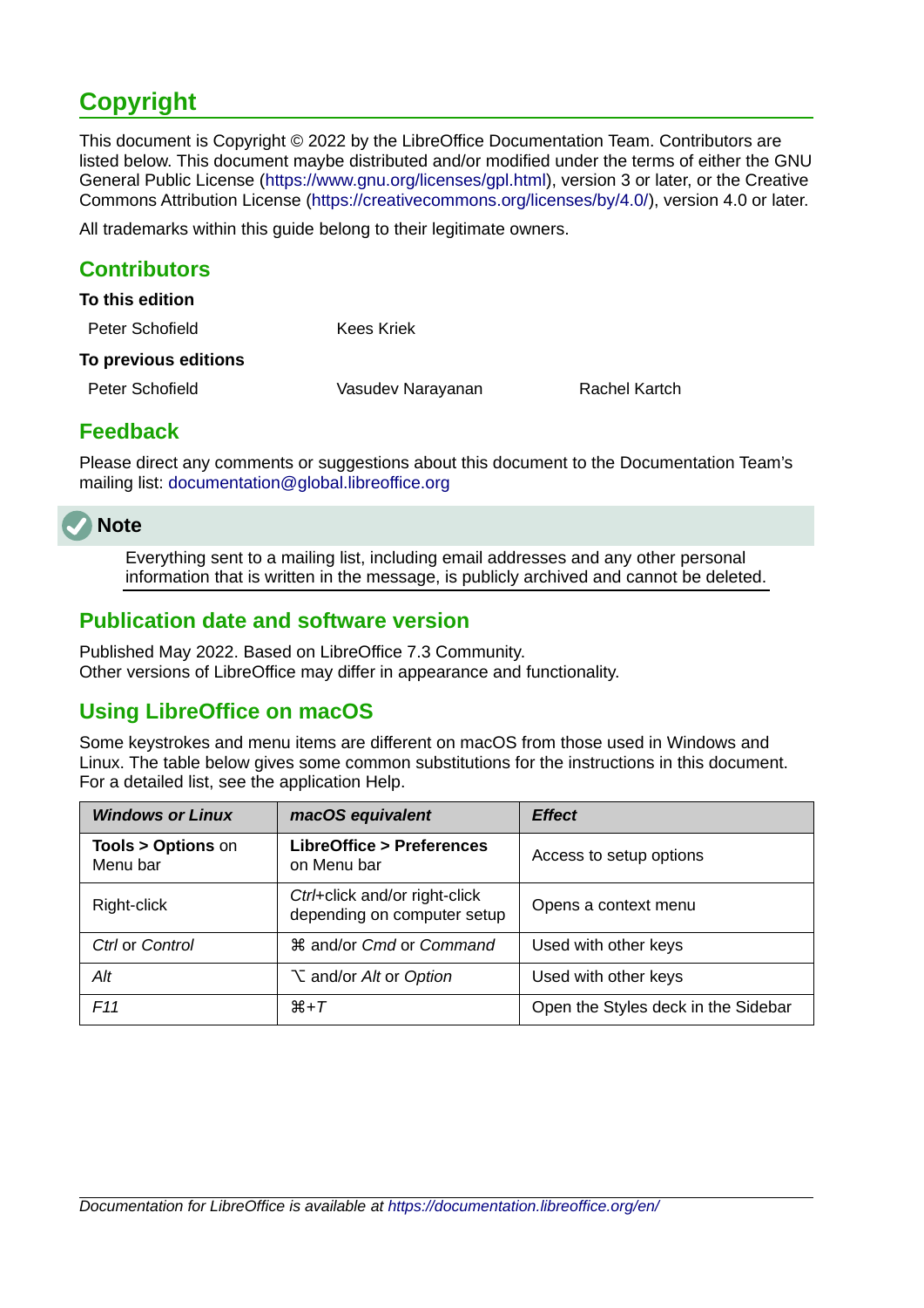# Copyright

This document is Copyright © 2022 by the LibreOffice Documentation Team. Contributors are listed below. This document maybe distributed and/or modified under the terms of either the GNU General Public License (https://www.gnu.org/licenses/gpl.html), version 3 or later, or the Creative Commons Attribution License (https://creativecommons.org/licenses/by/4.0/), version 4.0 or later.

All trademarks within this guide belong to their legitimate owners.

## Contributors

### To this edition

Peter Schofield    Kees Kriek

### To previous editions

Peter Schofield    Vasudev Narayanan    Rachel Kartch

## Feedback

Please direct any comments or suggestions about this document to the Documentation Team's mailing list: documentation@global.libreoffice.org

**Note**

Everything sent to a mailing list, including email addresses and any other personal information that is written in the message, is publicly archived and cannot be deleted.

## Publication date and software version

Published May 2022. Based on LibreOffice 7.3 Community.
Other versions of LibreOffice may differ in appearance and functionality.

## Using LibreOffice on macOS

Some keystrokes and menu items are different on macOS from those used in Windows and Linux. The table below gives some common substitutions for the instructions in this document. For a detailed list, see the application Help.

| *Windows or Linux* | *macOS equivalent* | *Effect* |
|---|---|---|
| **Tools > Options** on Menu bar | **LibreOffice > Preferences** on Menu bar | Access to setup options |
| Right-click | *Ctrl*+click and/or right-click depending on computer setup | Opens a context menu |
| *Ctrl* or *Control* | ⌘ and/or *Cmd* or *Command* | Used with other keys |
| *Alt* | ⌥ and/or *Alt* or *Option* | Used with other keys |
| *F11* | ⌘+*T* | Open the Styles deck in the Sidebar |

*Documentation for LibreOffice is available at https://documentation.libreoffice.org/en/*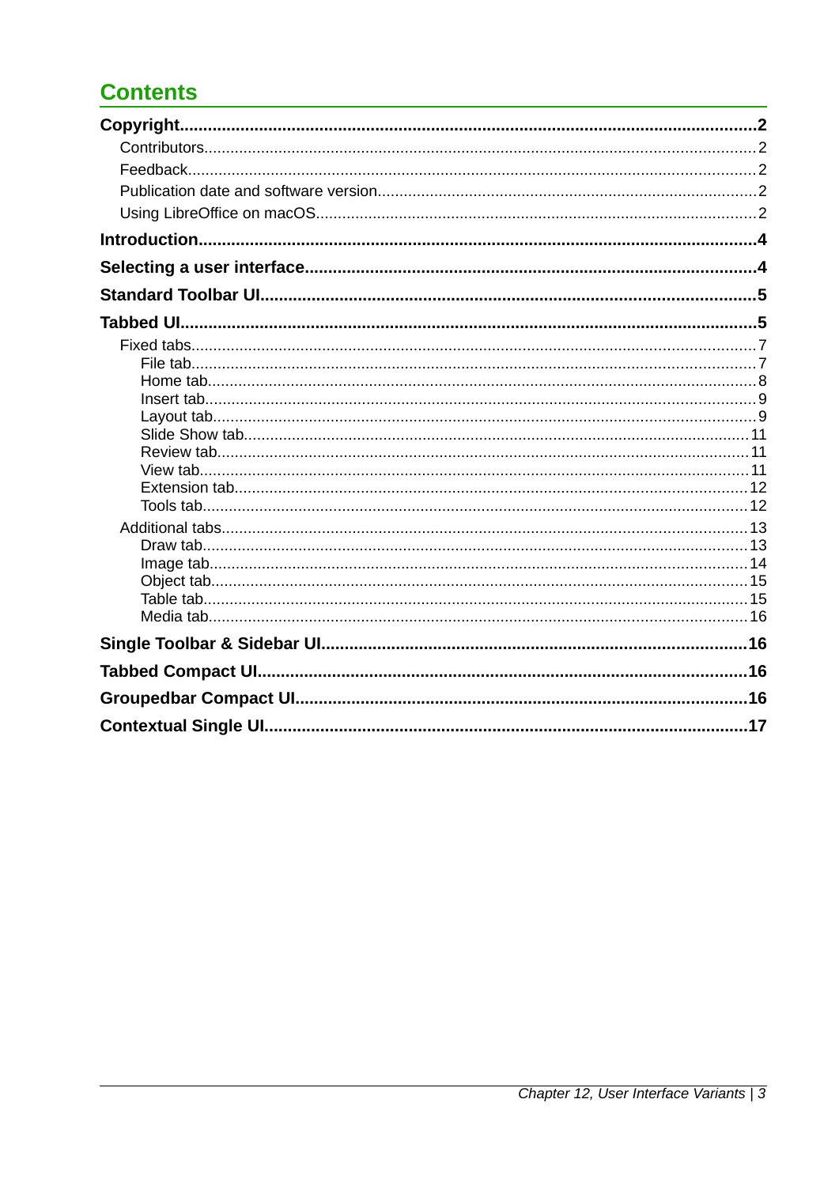# Contents

- **Copyright....2**
  - Contributors....2
  - Feedback....2
  - Publication date and software version....2
  - Using LibreOffice on macOS....2
- **Introduction....4**
- **Selecting a user interface....4**
- **Standard Toolbar UI....5**
- **Tabbed UI....5**
  - Fixed tabs....7
    - File tab....7
    - Home tab....8
    - Insert tab....9
    - Layout tab....9
    - Slide Show tab....11
    - Review tab....11
    - View tab....11
    - Extension tab....12
    - Tools tab....12
  - Additional tabs....13
    - Draw tab....13
    - Image tab....14
    - Object tab....15
    - Table tab....15
    - Media tab....16
- **Single Toolbar & Sidebar UI....16**
- **Tabbed Compact UI....16**
- **Groupedbar Compact UI....16**
- **Contextual Single UI....17**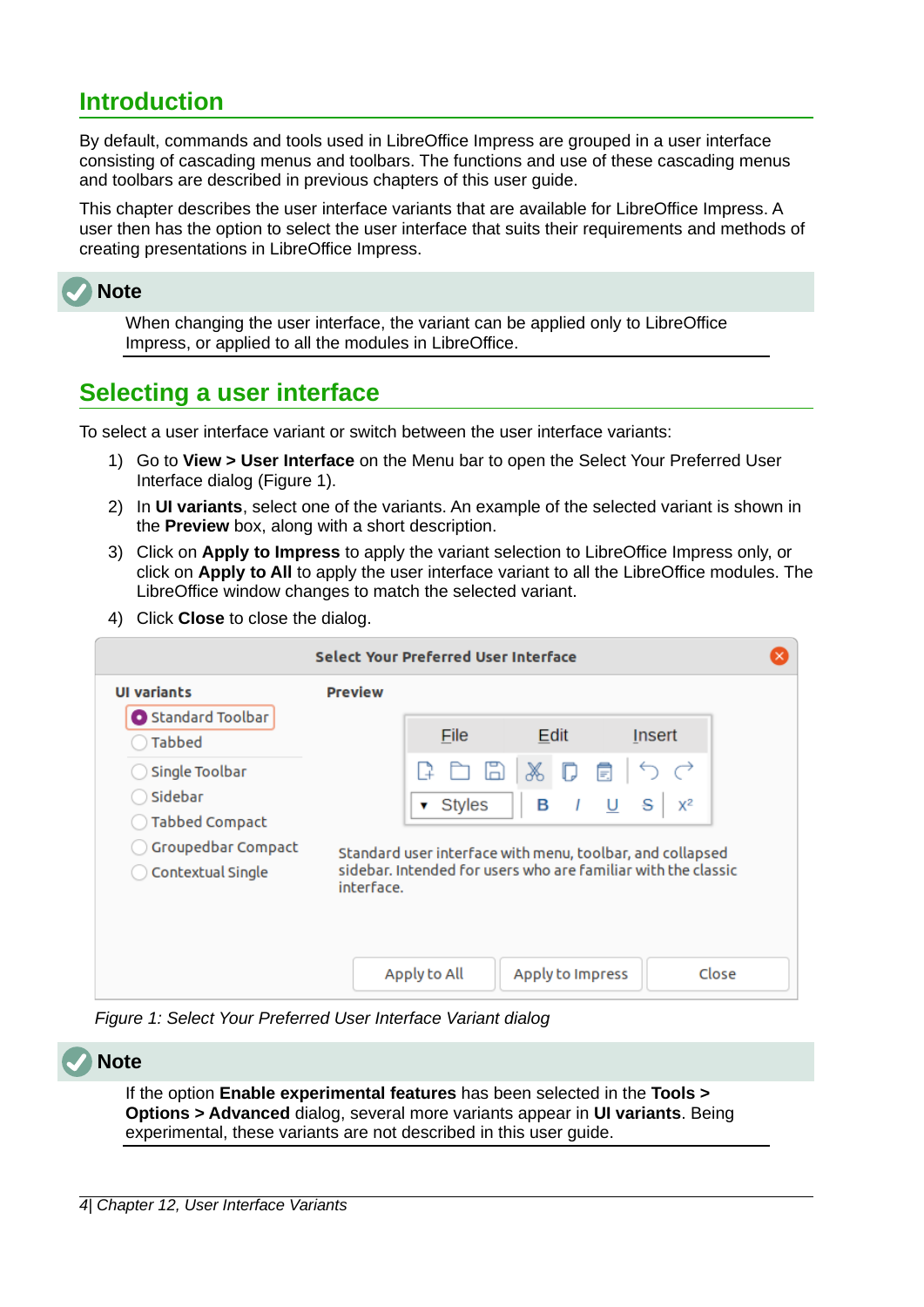# Introduction

By default, commands and tools used in LibreOffice Impress are grouped in a user interface consisting of cascading menus and toolbars. The functions and use of these cascading menus and toolbars are described in previous chapters of this user guide.

This chapter describes the user interface variants that are available for LibreOffice Impress. A user then has the option to select the user interface that suits their requirements and methods of creating presentations in LibreOffice Impress.

> **Note**
>
> When changing the user interface, the variant can be applied only to LibreOffice Impress, or applied to all the modules in LibreOffice.

# Selecting a user interface

To select a user interface variant or switch between the user interface variants:

1) Go to **View > User Interface** on the Menu bar to open the Select Your Preferred User Interface dialog (Figure 1).
2) In **UI variants**, select one of the variants. An example of the selected variant is shown in the **Preview** box, along with a short description.
3) Click on **Apply to Impress** to apply the variant selection to LibreOffice Impress only, or click on **Apply to All** to apply the user interface variant to all the LibreOffice modules. The LibreOffice window changes to match the selected variant.
4) Click **Close** to close the dialog.

*Figure 1: Select Your Preferred User Interface Variant dialog*

> **Note**
>
> If the option **Enable experimental features** has been selected in the **Tools > Options > Advanced** dialog, several more variants appear in **UI variants**. Being experimental, these variants are not described in this user guide.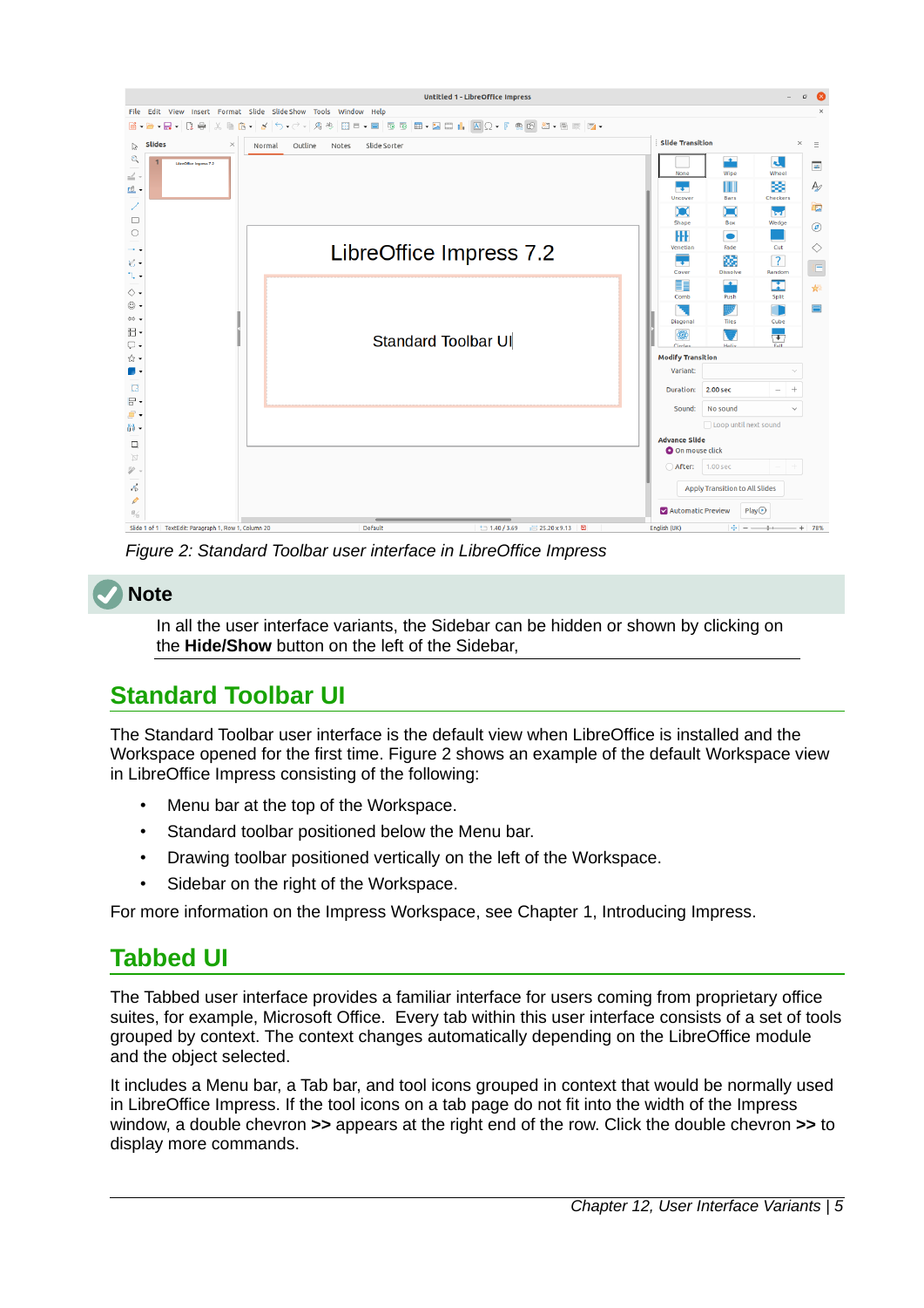*Figure 2: Standard Toolbar user interface in LibreOffice Impress*

**Note**

In all the user interface variants, the Sidebar can be hidden or shown by clicking on the **Hide/Show** button on the left of the Sidebar,

## Standard Toolbar UI

The Standard Toolbar user interface is the default view when LibreOffice is installed and the Workspace opened for the first time. Figure 2 shows an example of the default Workspace view in LibreOffice Impress consisting of the following:

- Menu bar at the top of the Workspace.
- Standard toolbar positioned below the Menu bar.
- Drawing toolbar positioned vertically on the left of the Workspace.
- Sidebar on the right of the Workspace.

For more information on the Impress Workspace, see Chapter 1, Introducing Impress.

## Tabbed UI

The Tabbed user interface provides a familiar interface for users coming from proprietary office suites, for example, Microsoft Office.  Every tab within this user interface consists of a set of tools grouped by context. The context changes automatically depending on the LibreOffice module and the object selected.

It includes a Menu bar, a Tab bar, and tool icons grouped in context that would be normally used in LibreOffice Impress. If the tool icons on a tab page do not fit into the width of the Impress window, a double chevron **>>** appears at the right end of the row. Click the double chevron **>>** to display more commands.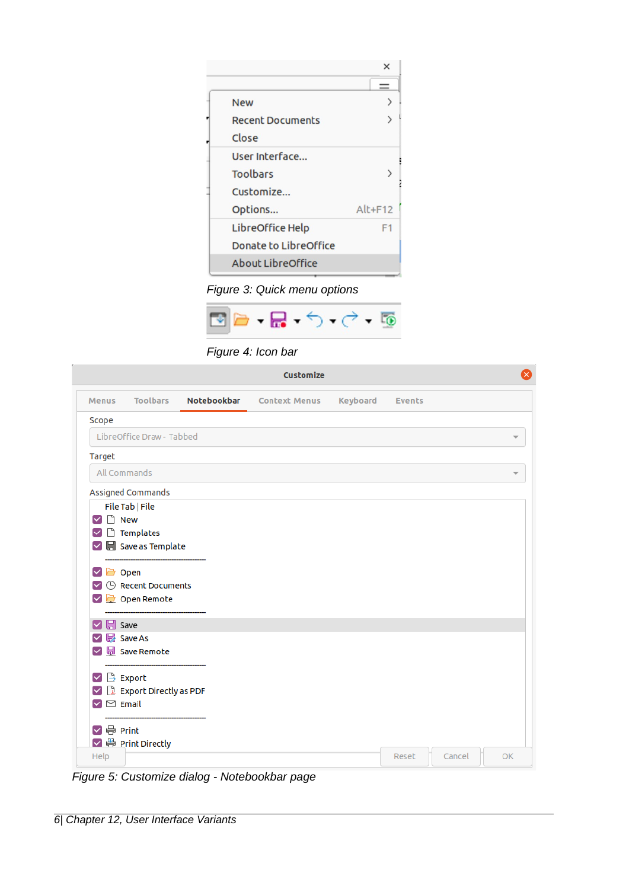Figure 3: Quick menu options

Figure 4: Icon bar

Figure 5: Customize dialog - Notebookbar page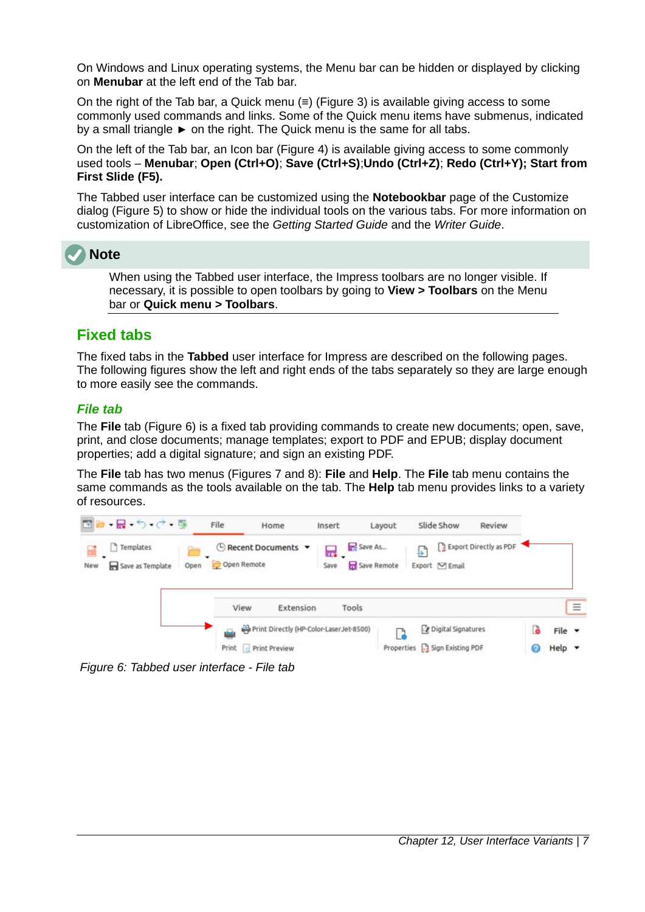On Windows and Linux operating systems, the Menu bar can be hidden or displayed by clicking on **Menubar** at the left end of the Tab bar.

On the right of the Tab bar, a Quick menu (≡) (Figure 3) is available giving access to some commonly used commands and links. Some of the Quick menu items have submenus, indicated by a small triangle ► on the right. The Quick menu is the same for all tabs.

On the left of the Tab bar, an Icon bar (Figure 4) is available giving access to some commonly used tools – **Menubar**; **Open (Ctrl+O)**; **Save (Ctrl+S)**;**Undo (Ctrl+Z)**; **Redo (Ctrl+Y); Start from First Slide (F5).**

The Tabbed user interface can be customized using the **Notebookbar** page of the Customize dialog (Figure 5) to show or hide the individual tools on the various tabs. For more information on customization of LibreOffice, see the *Getting Started Guide* and the *Writer Guide*.

> **Note**
>
> When using the Tabbed user interface, the Impress toolbars are no longer visible. If necessary, it is possible to open toolbars by going to **View > Toolbars** on the Menu bar or **Quick menu > Toolbars**.

## Fixed tabs

The fixed tabs in the **Tabbed** user interface for Impress are described on the following pages. The following figures show the left and right ends of the tabs separately so they are large enough to more easily see the commands.

### *File tab*

The **File** tab (Figure 6) is a fixed tab providing commands to create new documents; open, save, print, and close documents; manage templates; export to PDF and EPUB; display document properties; add a digital signature; and sign an existing PDF.

The **File** tab has two menus (Figures 7 and 8): **File** and **Help**. The **File** tab menu contains the same commands as the tools available on the tab. The **Help** tab menu provides links to a variety of resources.

*Figure 6: Tabbed user interface - File tab*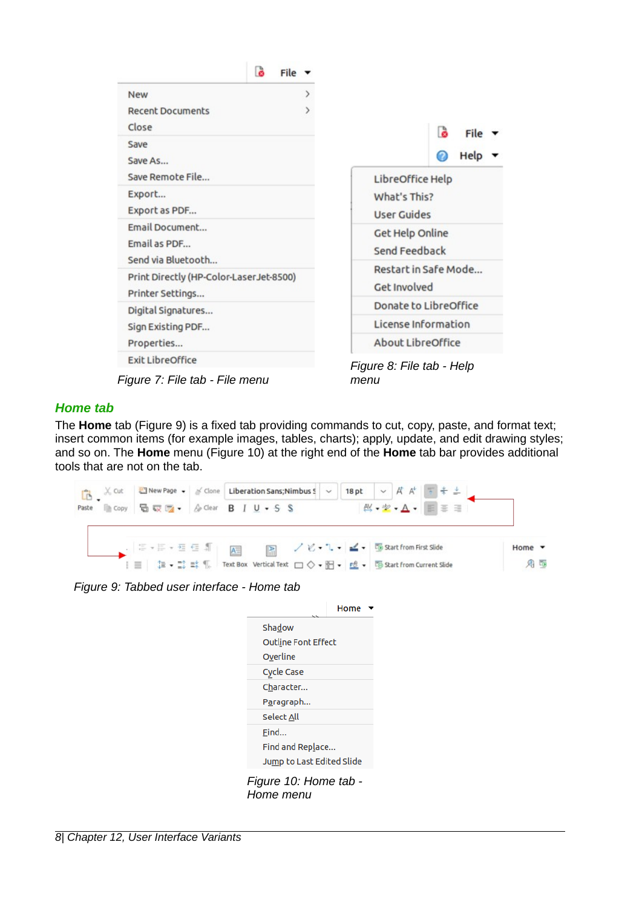Figure 7: File tab - File menu

Figure 8: File tab - Help menu

### Home tab

The **Home** tab (Figure 9) is a fixed tab providing commands to cut, copy, paste, and format text; insert common items (for example images, tables, charts); apply, update, and edit drawing styles; and so on. The **Home** menu (Figure 10) at the right end of the **Home** tab bar provides additional tools that are not on the tab.

Figure 9: Tabbed user interface - Home tab

Figure 10: Home tab - Home menu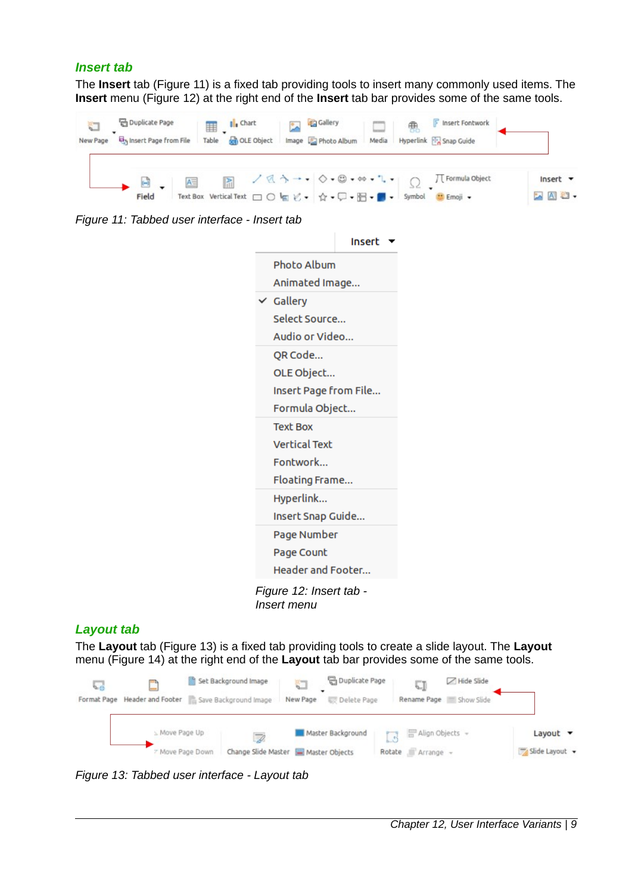### Insert tab

The **Insert** tab (Figure 11) is a fixed tab providing tools to insert many commonly used items. The **Insert** menu (Figure 12) at the right end of the **Insert** tab bar provides some of the same tools.

*Figure 11: Tabbed user interface - Insert tab*

*Figure 12: Insert tab - Insert menu*

### Layout tab

The **Layout** tab (Figure 13) is a fixed tab providing tools to create a slide layout. The **Layout** menu (Figure 14) at the right end of the **Layout** tab bar provides some of the same tools.

*Figure 13: Tabbed user interface - Layout tab*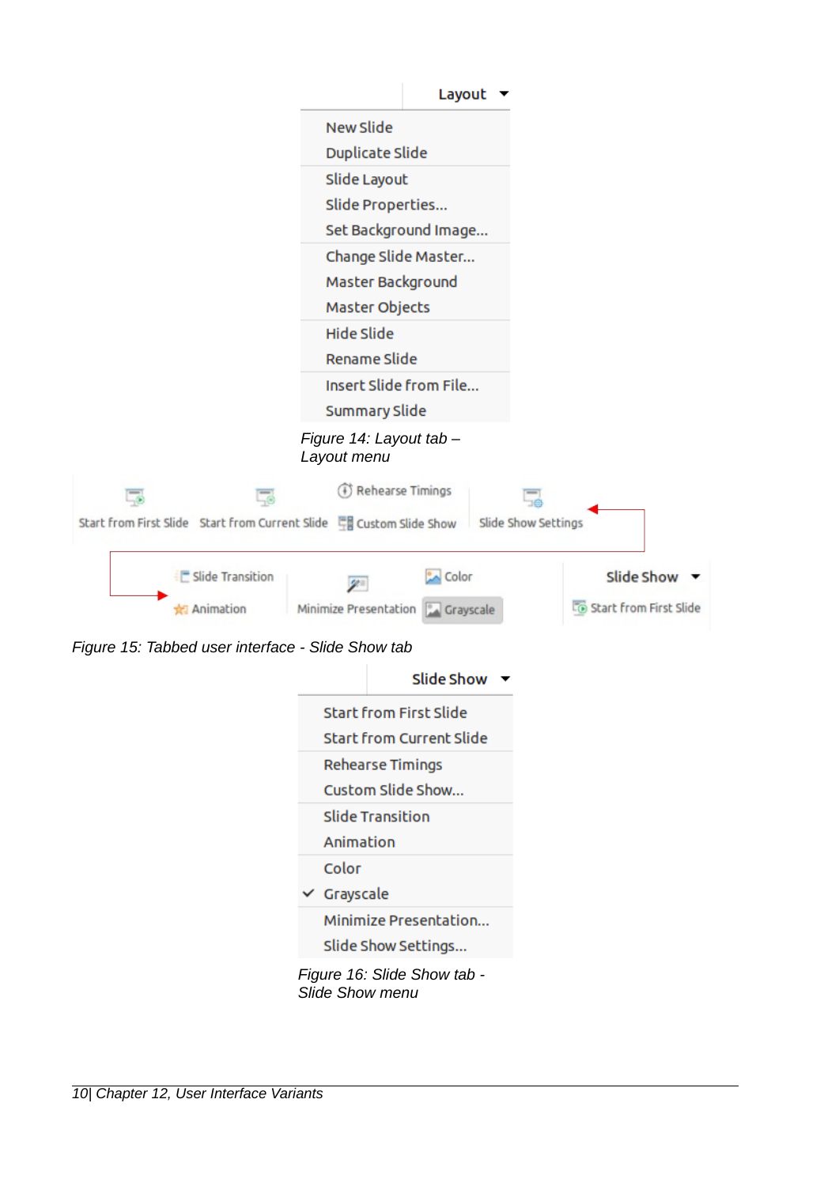Layout ▾

- New Slide
- Duplicate Slide
- Slide Layout
- Slide Properties...
- Set Background Image...
- Change Slide Master...
- Master Background
- Master Objects
- Hide Slide
- Rename Slide
- Insert Slide from File...
- Summary Slide

*Figure 14: Layout tab – Layout menu*

Start from First Slide | Start from Current Slide | Rehearse Timings | Custom Slide Show | Slide Show Settings

Slide Transition | Animation | Minimize Presentation | Color | Grayscale | Slide Show ▾ | Start from First Slide

*Figure 15: Tabbed user interface - Slide Show tab*

Slide Show ▾

- Start from First Slide
- Start from Current Slide
- Rehearse Timings
- Custom Slide Show...
- Slide Transition
- Animation
- Color
- ✓ Grayscale
- Minimize Presentation...
- Slide Show Settings...

*Figure 16: Slide Show tab - Slide Show menu*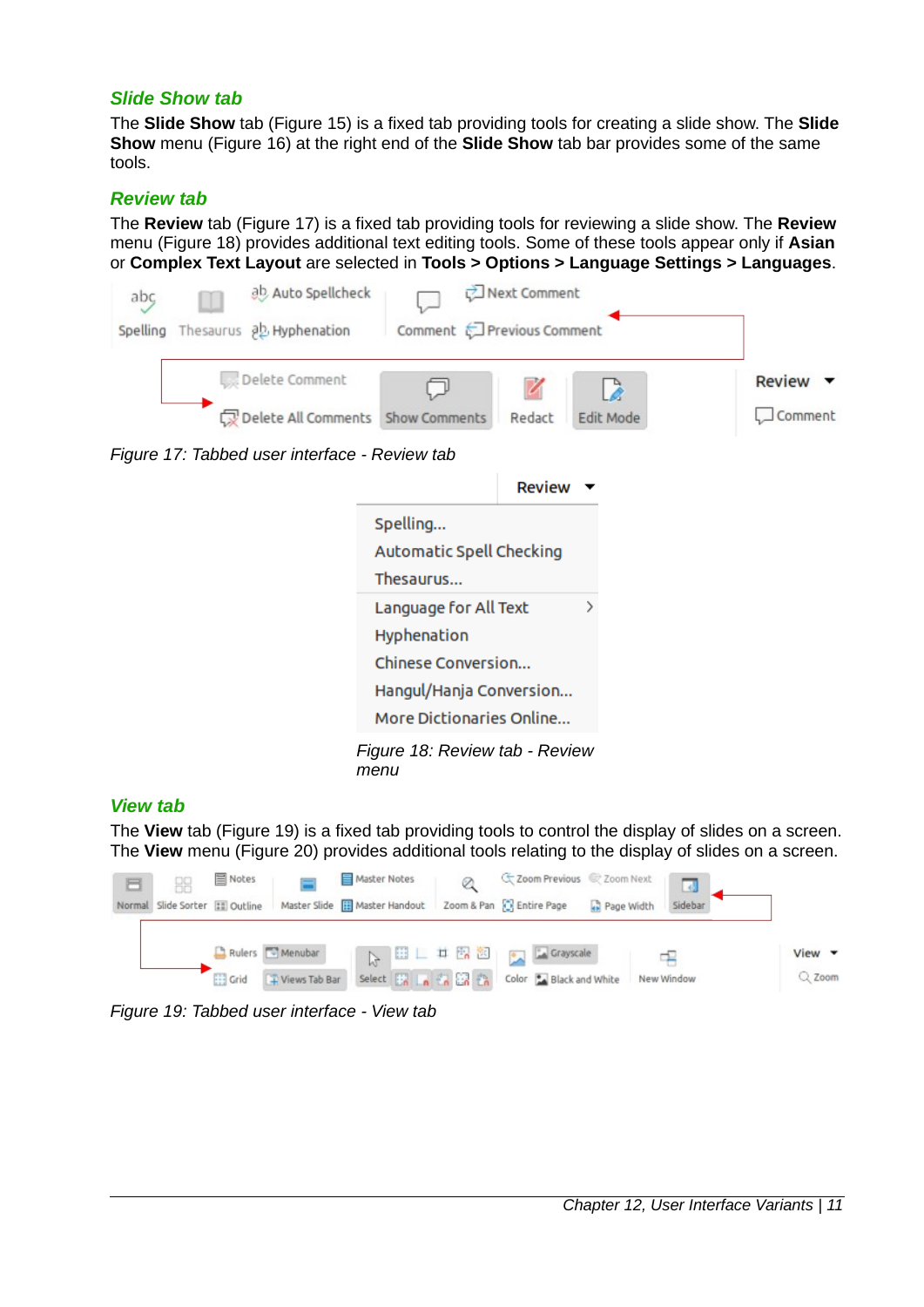### Slide Show tab

The **Slide Show** tab (Figure 15) is a fixed tab providing tools for creating a slide show. The **Slide Show** menu (Figure 16) at the right end of the **Slide Show** tab bar provides some of the same tools.

### Review tab

The **Review** tab (Figure 17) is a fixed tab providing tools for reviewing a slide show. The **Review** menu (Figure 18) provides additional text editing tools. Some of these tools appear only if **Asian** or **Complex Text Layout** are selected in **Tools > Options > Language Settings > Languages**.

*Figure 17: Tabbed user interface - Review tab*

*Figure 18: Review tab - Review menu*

### View tab

The **View** tab (Figure 19) is a fixed tab providing tools to control the display of slides on a screen. The **View** menu (Figure 20) provides additional tools relating to the display of slides on a screen.

*Figure 19: Tabbed user interface - View tab*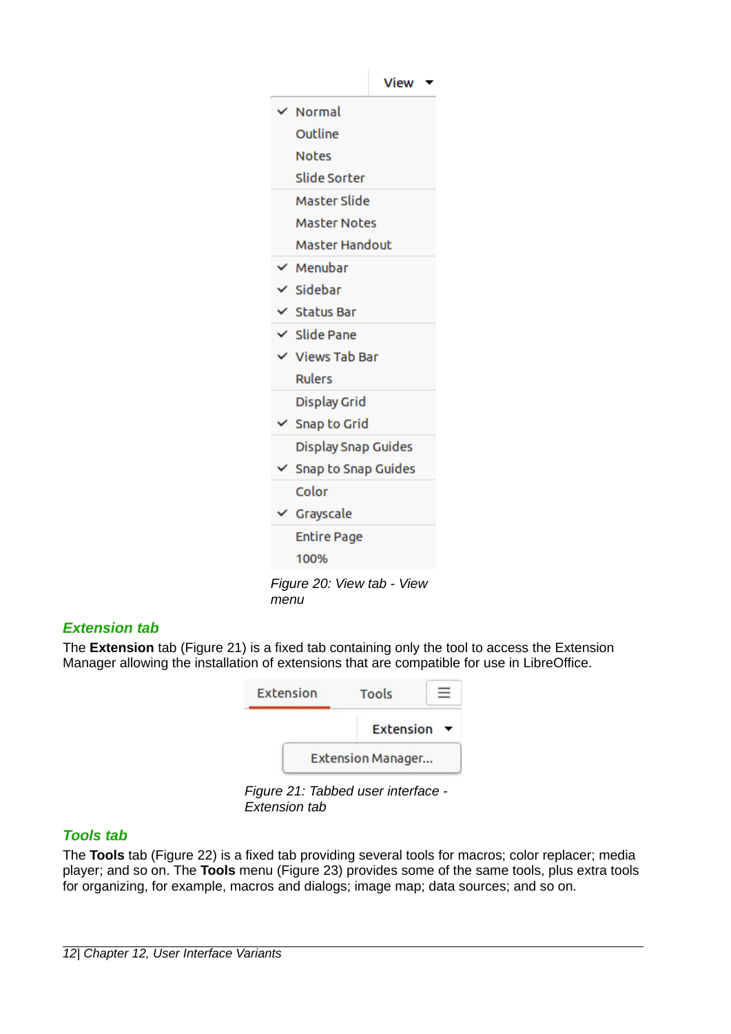View

- ✓ Normal
- Outline
- Notes
- Slide Sorter
- Master Slide
- Master Notes
- Master Handout
- ✓ Menubar
- ✓ Sidebar
- ✓ Status Bar
- ✓ Slide Pane
- ✓ Views Tab Bar
- Rulers
- Display Grid
- ✓ Snap to Grid
- Display Snap Guides
- ✓ Snap to Snap Guides
- Color
- ✓ Grayscale
- Entire Page
- 100%

*Figure 20: View tab - View menu*

### Extension tab

The **Extension** tab (Figure 21) is a fixed tab containing only the tool to access the Extension Manager allowing the installation of extensions that are compatible for use in LibreOffice.

Extension | Tools

Extension

Extension Manager...

*Figure 21: Tabbed user interface - Extension tab*

### Tools tab

The **Tools** tab (Figure 22) is a fixed tab providing several tools for macros; color replacer; media player; and so on. The **Tools** menu (Figure 23) provides some of the same tools, plus extra tools for organizing, for example, macros and dialogs; image map; data sources; and so on.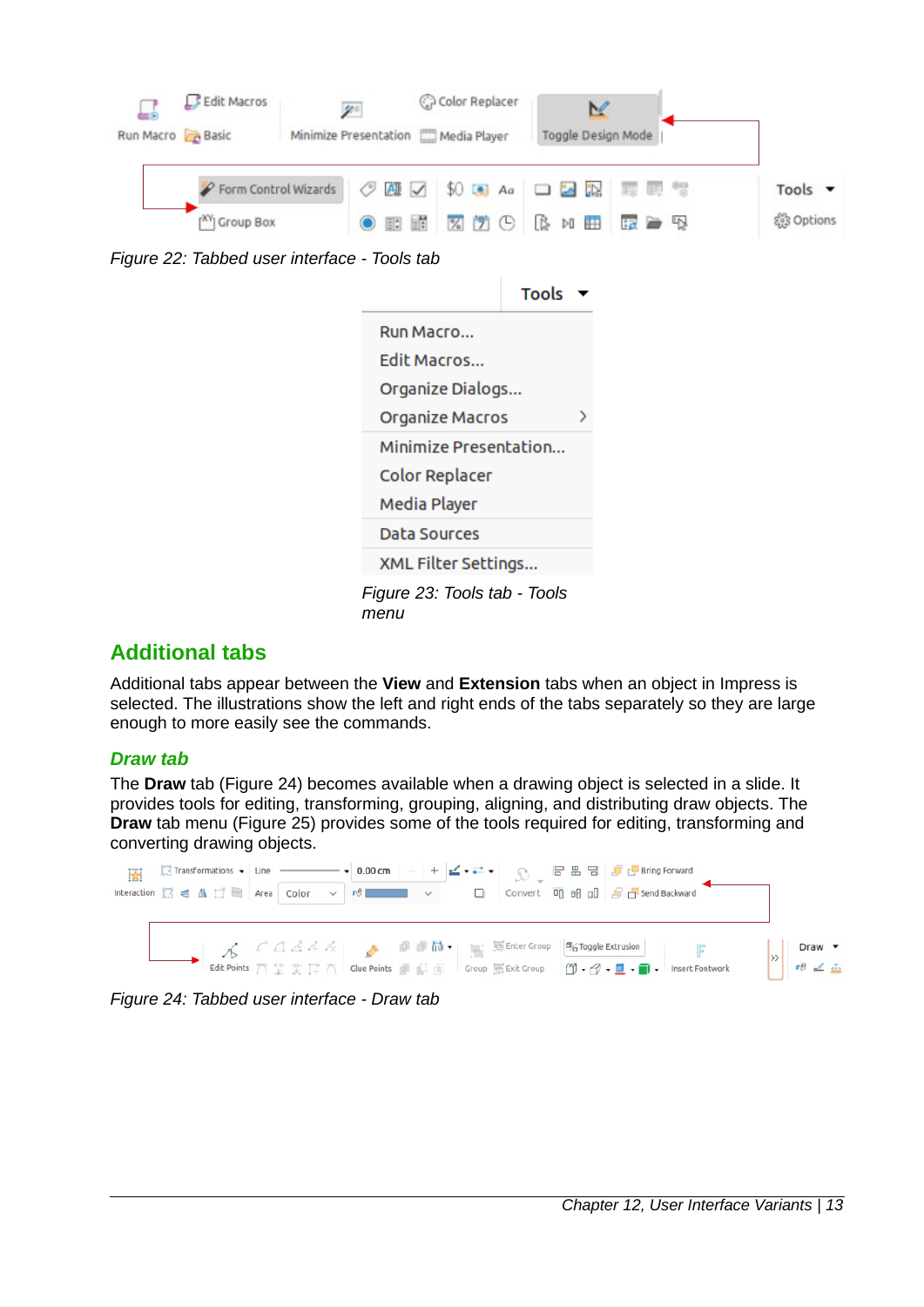Figure 22: Tabbed user interface - Tools tab

Figure 23: Tools tab - Tools menu

## Additional tabs

Additional tabs appear between the **View** and **Extension** tabs when an object in Impress is selected. The illustrations show the left and right ends of the tabs separately so they are large enough to more easily see the commands.

### Draw tab

The **Draw** tab (Figure 24) becomes available when a drawing object is selected in a slide. It provides tools for editing, transforming, grouping, aligning, and distributing draw objects. The **Draw** tab menu (Figure 25) provides some of the tools required for editing, transforming and converting drawing objects.

Figure 24: Tabbed user interface - Draw tab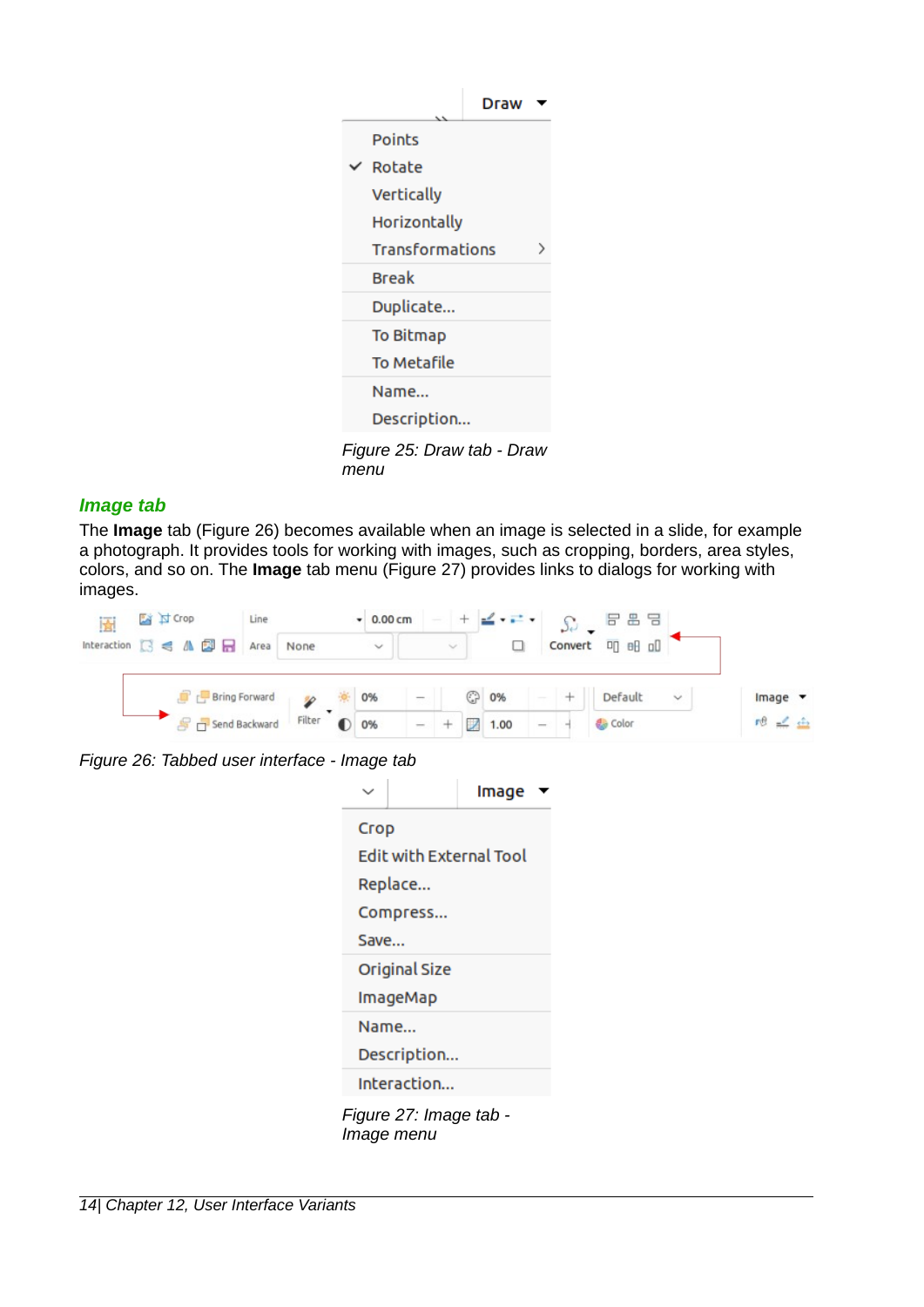Figure 25: Draw tab - Draw menu

### Image tab

The **Image** tab (Figure 26) becomes available when an image is selected in a slide, for example a photograph. It provides tools for working with images, such as cropping, borders, area styles, colors, and so on. The **Image** tab menu (Figure 27) provides links to dialogs for working with images.

Figure 26: Tabbed user interface - Image tab

Figure 27: Image tab - Image menu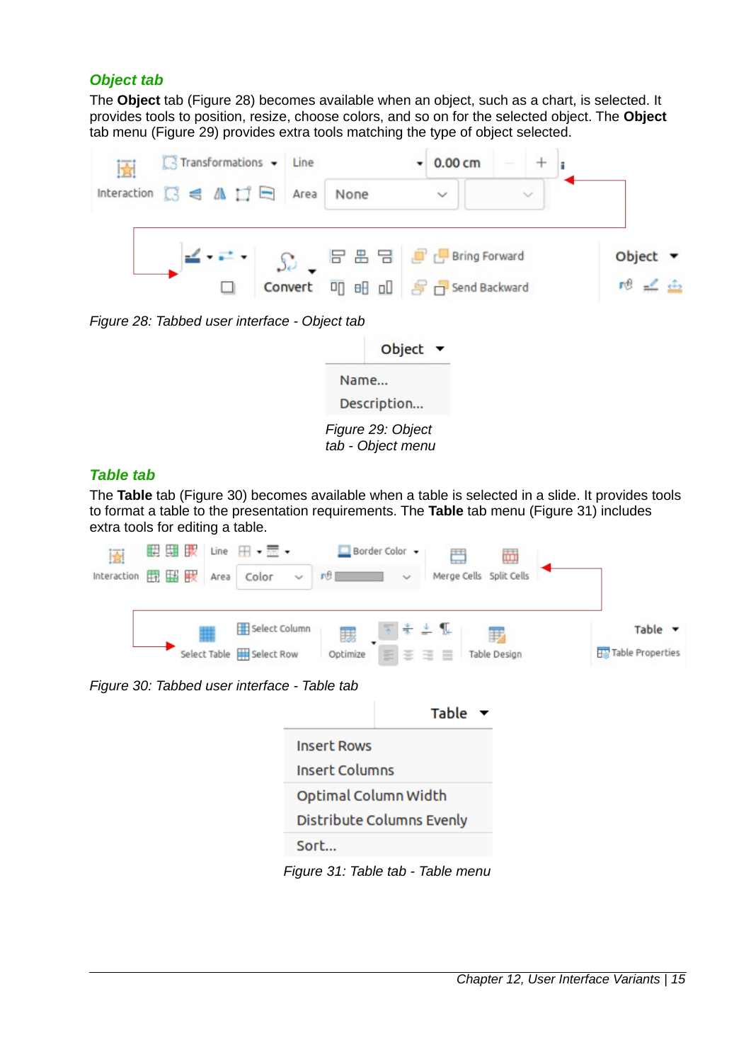## *Object tab*

The **Object** tab (Figure 28) becomes available when an object, such as a chart, is selected. It provides tools to position, resize, choose colors, and so on for the selected object. The **Object** tab menu (Figure 29) provides extra tools matching the type of object selected.

*Figure 28: Tabbed user interface - Object tab*

*Figure 29: Object tab - Object menu*

## *Table tab*

The **Table** tab (Figure 30) becomes available when a table is selected in a slide. It provides tools to format a table to the presentation requirements. The **Table** tab menu (Figure 31) includes extra tools for editing a table.

*Figure 30: Tabbed user interface - Table tab*

*Figure 31: Table tab - Table menu*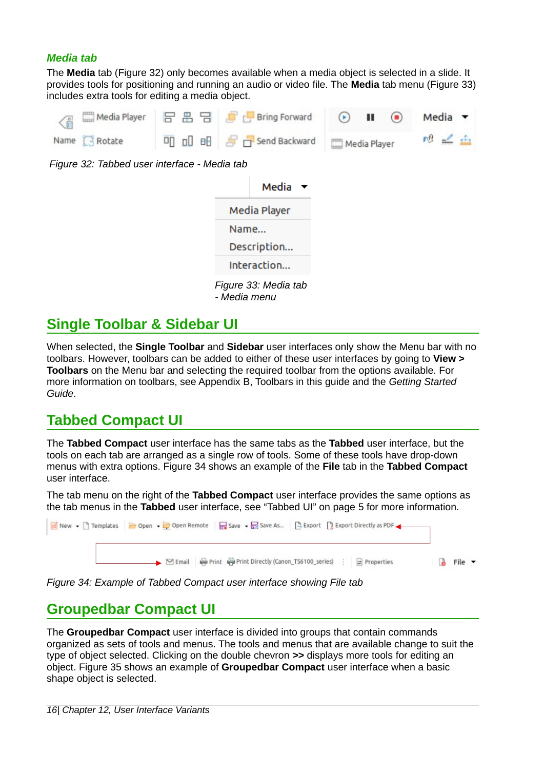### *Media tab*

The **Media** tab (Figure 32) only becomes available when a media object is selected in a slide. It provides tools for positioning and running an audio or video file. The **Media** tab menu (Figure 33) includes extra tools for editing a media object.

*Figure 32: Tabbed user interface - Media tab*

*Figure 33: Media tab - Media menu*

## Single Toolbar & Sidebar UI

When selected, the **Single Toolbar** and **Sidebar** user interfaces only show the Menu bar with no toolbars. However, toolbars can be added to either of these user interfaces by going to **View > Toolbars** on the Menu bar and selecting the required toolbar from the options available. For more information on toolbars, see Appendix B, Toolbars in this guide and the *Getting Started Guide*.

## Tabbed Compact UI

The **Tabbed Compact** user interface has the same tabs as the **Tabbed** user interface, but the tools on each tab are arranged as a single row of tools. Some of these tools have drop-down menus with extra options. Figure 34 shows an example of the **File** tab in the **Tabbed Compact** user interface.

The tab menu on the right of the **Tabbed Compact** user interface provides the same options as the tab menus in the **Tabbed** user interface, see "Tabbed UI" on page 5 for more information.

*Figure 34: Example of Tabbed Compact user interface showing File tab*

## Groupedbar Compact UI

The **Groupedbar Compact** user interface is divided into groups that contain commands organized as sets of tools and menus. The tools and menus that are available change to suit the type of object selected. Clicking on the double chevron **>>** displays more tools for editing an object. Figure 35 shows an example of **Groupedbar Compact** user interface when a basic shape object is selected.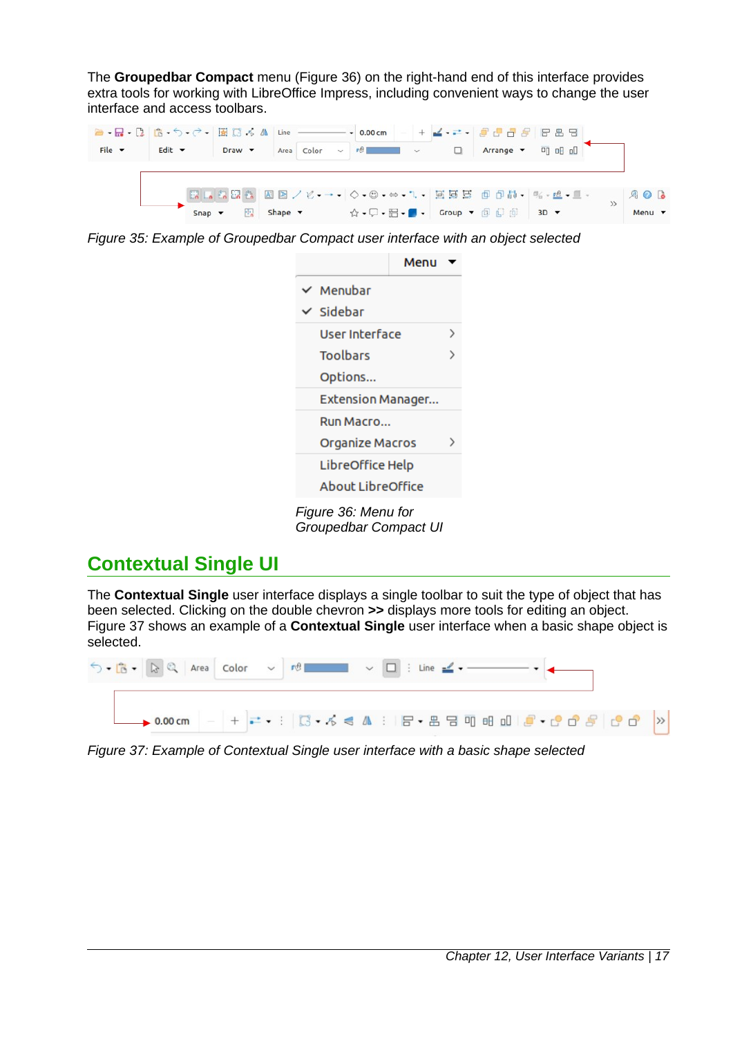The **Groupedbar Compact** menu (Figure 36) on the right-hand end of this interface provides extra tools for working with LibreOffice Impress, including convenient ways to change the user interface and access toolbars.

*Figure 35: Example of Groupedbar Compact user interface with an object selected*

*Figure 36: Menu for Groupedbar Compact UI*

## Contextual Single UI

The **Contextual Single** user interface displays a single toolbar to suit the type of object that has been selected. Clicking on the double chevron **>>** displays more tools for editing an object. Figure 37 shows an example of a **Contextual Single** user interface when a basic shape object is selected.

*Figure 37: Example of Contextual Single user interface with a basic shape selected*